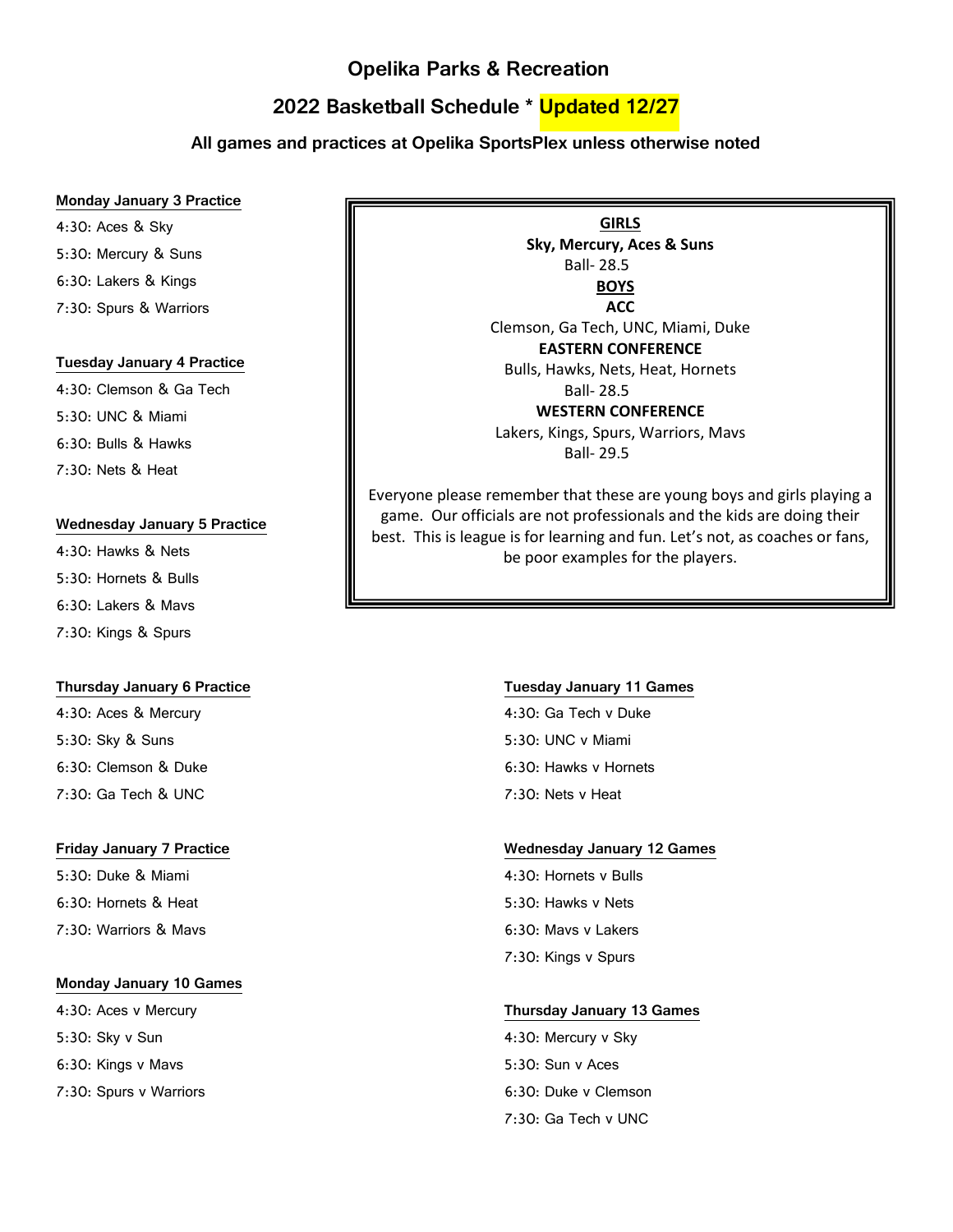# Opelika Parks & Recreation

## 2022 Basketball Schedule * Updated 12/27

**All games and practices at Opelika SportsPlex unless otherwise noted**

**GIRLS**

**Sky, Mercury, Aces & Suns**

Ball- 28.5

**BOYS**

**ACC**

Clemson, Ga Tech, UNC, Miami, Duke

**EASTERN CONFERENCE**

Bulls, Hawks, Nets, Heat, Hornets

Ball- 28.5

**WESTERN CONFERENCE**

Lakers, Kings, Spurs, Warriors, Mavs

Ball- 29.5

Everyone please remember that these are young boys and girls playing a game. Our officials are not professionals and the kids are doing their best. This is league is for learning and fun. Let's not, as coaches or fans, be poor examples for the players.

**Monday January 3 Practice**

4:30: Aces & Sky
5:30: Mercury & Suns
6:30: Lakers & Kings
7:30: Spurs & Warriors

**Tuesday January 4 Practice**

4:30: Clemson & Ga Tech
5:30: UNC & Miami
6:30: Bulls & Hawks
7:30: Nets & Heat

**Wednesday January 5 Practice**

4:30: Hawks & Nets
5:30: Hornets & Bulls
6:30: Lakers & Mavs
7:30: Kings & Spurs

**Thursday January 6 Practice**

4:30: Aces & Mercury
5:30: Sky & Suns
6:30: Clemson & Duke
7:30: Ga Tech & UNC

**Friday January 7 Practice**

5:30: Duke & Miami
6:30: Hornets & Heat
7:30: Warriors & Mavs

**Monday January 10 Games**

4:30: Aces v Mercury
5:30: Sky v Sun
6:30: Kings v Mavs
7:30: Spurs v Warriors

**Tuesday January 11 Games**

4:30: Ga Tech v Duke
5:30: UNC v Miami
6:30: Hawks v Hornets
7:30: Nets v Heat

**Wednesday January 12 Games**

4:30: Hornets v Bulls
5:30: Hawks v Nets
6:30: Mavs v Lakers
7:30: Kings v Spurs

**Thursday January 13 Games**

4:30: Mercury v Sky
5:30: Sun v Aces
6:30: Duke v Clemson
7:30: Ga Tech v UNC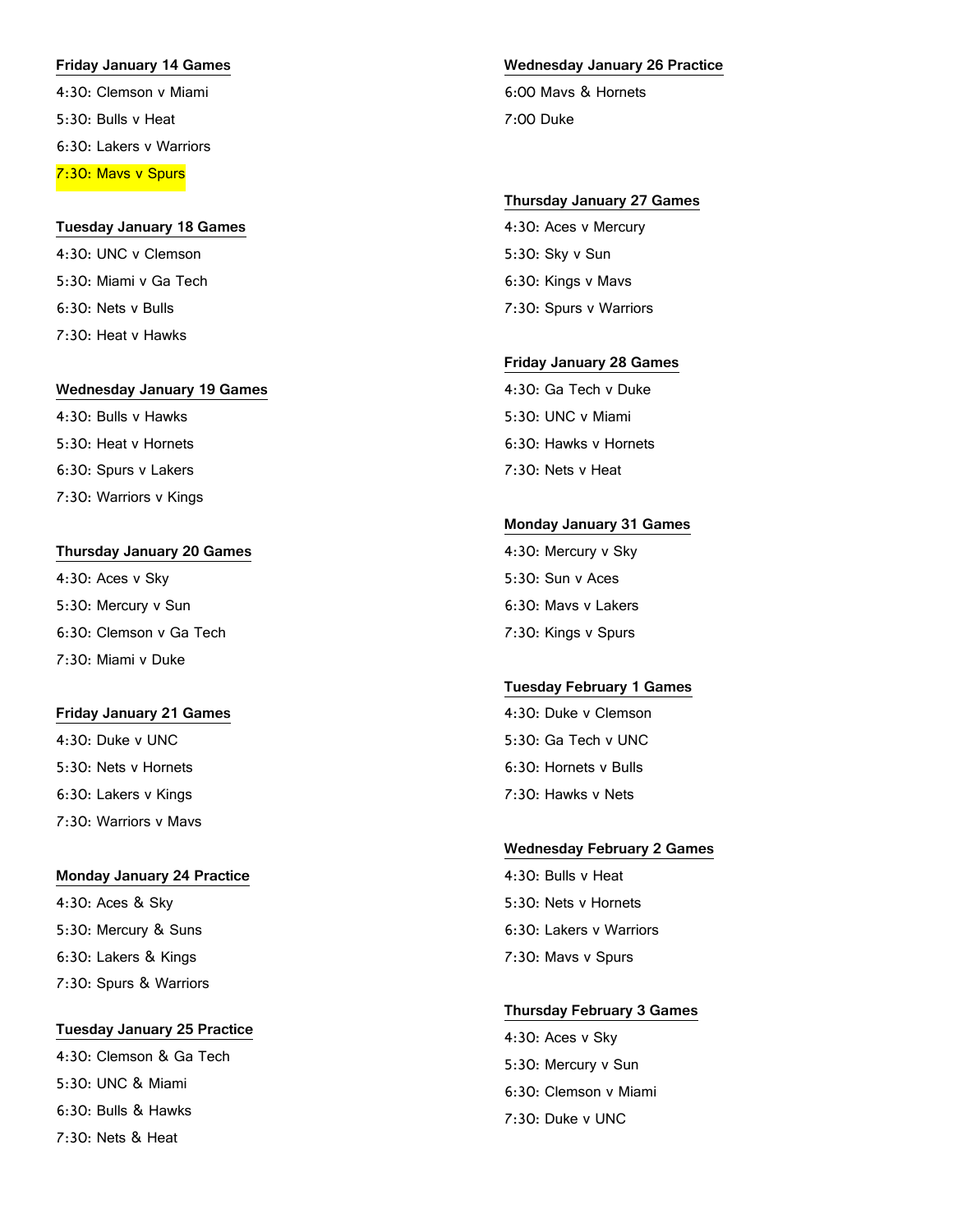**Friday January 14 Games**

4:30: Clemson v Miami

5:30: Bulls v Heat

6:30: Lakers v Warriors

7:30: Mavs v Spurs

**Tuesday January 18 Games**

4:30: UNC v Clemson

5:30: Miami v Ga Tech

6:30: Nets v Bulls

7:30: Heat v Hawks

**Wednesday January 19 Games**

4:30: Bulls v Hawks

5:30: Heat v Hornets

6:30: Spurs v Lakers

7:30: Warriors v Kings

**Thursday January 20 Games**

4:30: Aces v Sky

5:30: Mercury v Sun

6:30: Clemson v Ga Tech

7:30: Miami v Duke

**Friday January 21 Games**

4:30: Duke v UNC

5:30: Nets v Hornets

6:30: Lakers v Kings

7:30: Warriors v Mavs

**Monday January 24 Practice**

4:30: Aces & Sky

5:30: Mercury & Suns

6:30: Lakers & Kings

7:30: Spurs & Warriors

**Tuesday January 25 Practice**

4:30: Clemson & Ga Tech

5:30: UNC & Miami

6:30: Bulls & Hawks

7:30: Nets & Heat

**Wednesday January 26 Practice**

6:00 Mavs & Hornets

7:00 Duke

**Thursday January 27 Games**

4:30: Aces v Mercury

5:30: Sky v Sun

6:30: Kings v Mavs

7:30: Spurs v Warriors

**Friday January 28 Games**

4:30: Ga Tech v Duke

5:30: UNC v Miami

6:30: Hawks v Hornets

7:30: Nets v Heat

**Monday January 31 Games**

4:30: Mercury v Sky

5:30: Sun v Aces

6:30: Mavs v Lakers

7:30: Kings v Spurs

**Tuesday February 1 Games**

4:30: Duke v Clemson

5:30: Ga Tech v UNC

6:30: Hornets v Bulls

7:30: Hawks v Nets

**Wednesday February 2 Games**

4:30: Bulls v Heat

5:30: Nets v Hornets

6:30: Lakers v Warriors

7:30: Mavs v Spurs

**Thursday February 3 Games**

4:30: Aces v Sky

5:30: Mercury v Sun

6:30: Clemson v Miami

7:30: Duke v UNC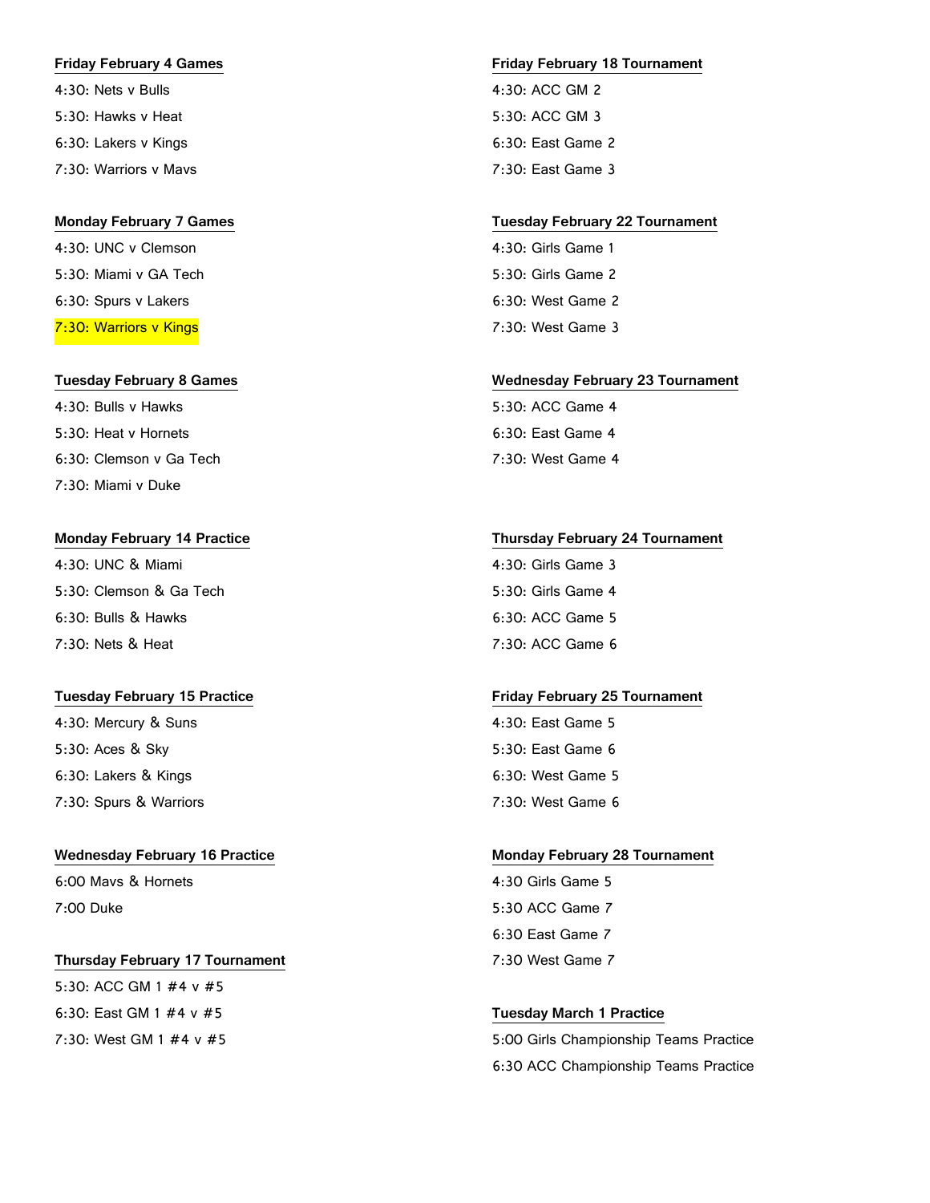**Friday February 4 Games**

4:30: Nets v Bulls

5:30: Hawks v Heat

6:30: Lakers v Kings

7:30: Warriors v Mavs

**Monday February 7 Games**

4:30: UNC v Clemson

5:30: Miami v GA Tech

6:30: Spurs v Lakers

7:30: Warriors v Kings

**Tuesday February 8 Games**

4:30: Bulls v Hawks

5:30: Heat v Hornets

6:30: Clemson v Ga Tech

7:30: Miami v Duke

**Monday February 14 Practice**

4:30: UNC & Miami

5:30: Clemson & Ga Tech

6:30: Bulls & Hawks

7:30: Nets & Heat

**Tuesday February 15 Practice**

4:30: Mercury & Suns

5:30: Aces & Sky

6:30: Lakers & Kings

7:30: Spurs & Warriors

**Wednesday February 16 Practice**

6:00 Mavs & Hornets

7:00 Duke

**Thursday February 17 Tournament**

5:30: ACC GM 1 #4 v #5

6:30: East GM 1 #4 v #5

7:30: West GM 1 #4 v #5

**Friday February 18 Tournament**

4:30: ACC GM 2

5:30: ACC GM 3

6:30: East Game 2

7:30: East Game 3

**Tuesday February 22 Tournament**

4:30: Girls Game 1

5:30: Girls Game 2

6:30: West Game 2

7:30: West Game 3

**Wednesday February 23 Tournament**

5:30: ACC Game 4

6:30: East Game 4

7:30: West Game 4

**Thursday February 24 Tournament**

4:30: Girls Game 3

5:30: Girls Game 4

6:30: ACC Game 5

7:30: ACC Game 6

**Friday February 25 Tournament**

4:30: East Game 5

5:30: East Game 6

6:30: West Game 5

7:30: West Game 6

**Monday February 28 Tournament**

4:30 Girls Game 5

5:30 ACC Game 7

6:30 East Game 7

7:30 West Game 7

**Tuesday March 1 Practice**

5:00 Girls Championship Teams Practice

6:30 ACC Championship Teams Practice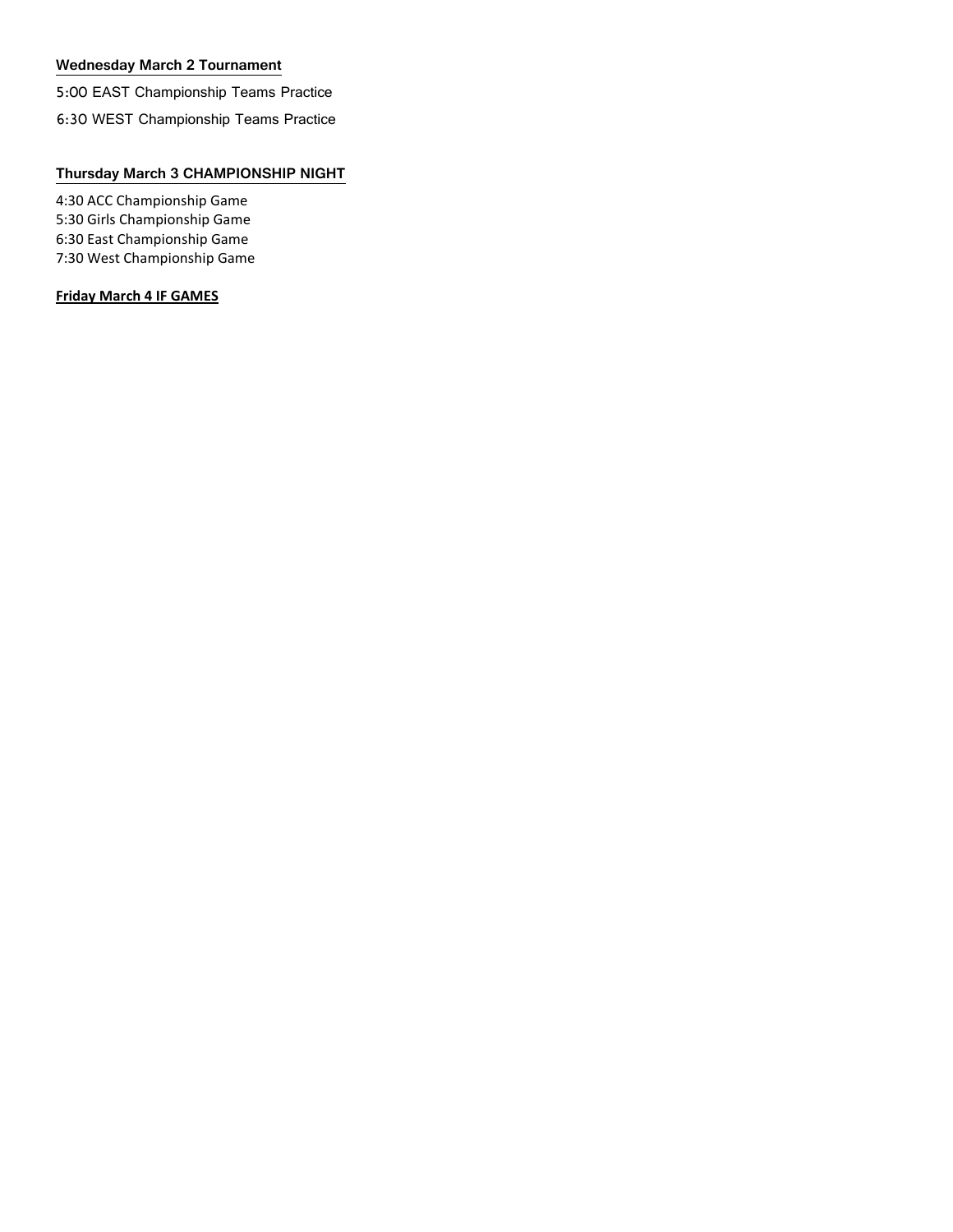**Wednesday March 2 Tournament**

5:00 EAST Championship Teams Practice

6:30 WEST Championship Teams Practice

**Thursday March 3 CHAMPIONSHIP NIGHT**

4:30 ACC Championship Game
5:30 Girls Championship Game
6:30 East Championship Game
7:30 West Championship Game

**Friday March 4 IF GAMES**